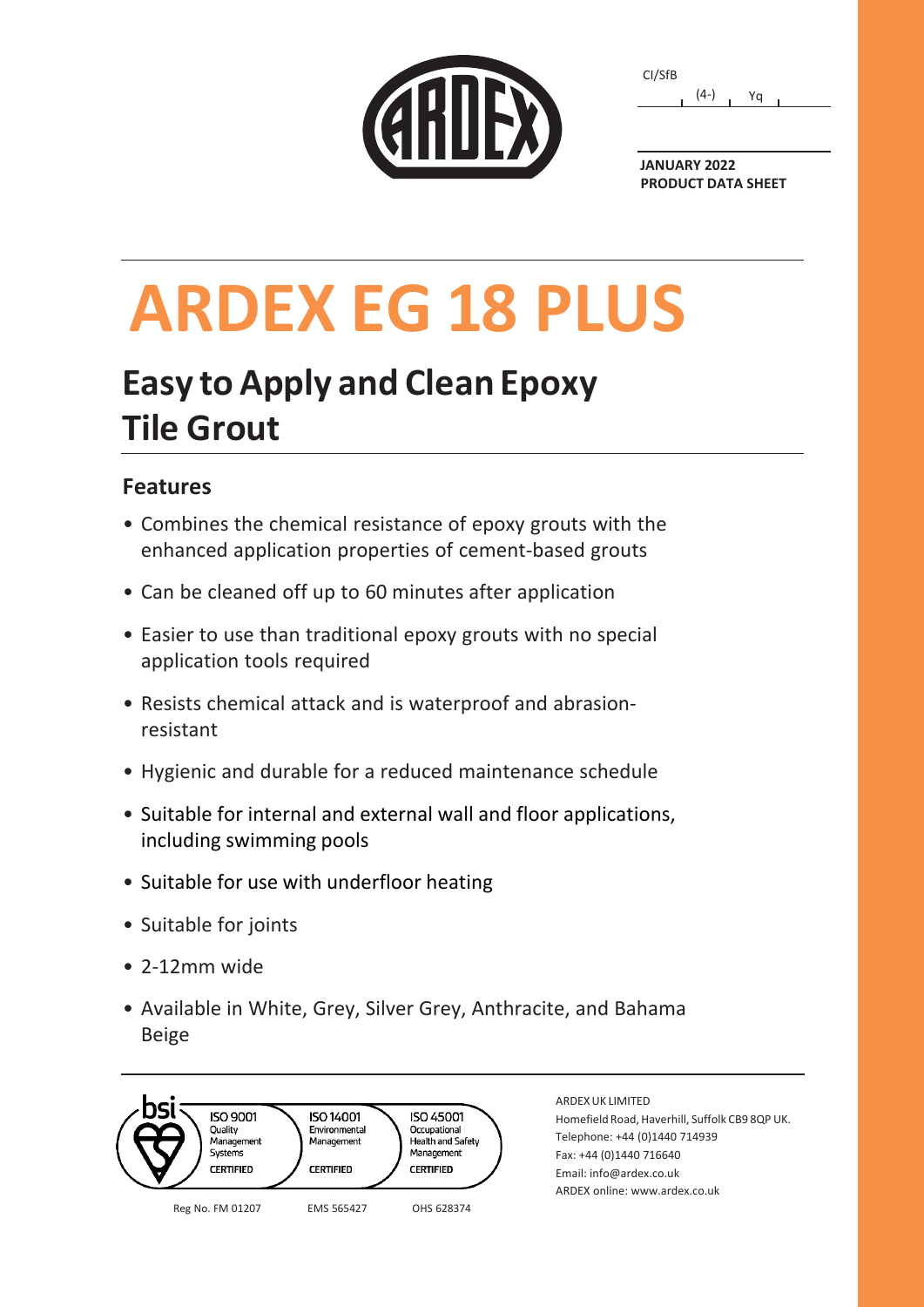CI/SfB

(4-) Yq

**JANUARY 2022**
**PRODUCT DATA SHEET**

# ARDEX EG 18 PLUS

## Easy to Apply and Clean Epoxy Tile Grout

### Features

- Combines the chemical resistance of epoxy grouts with the enhanced application properties of cement-based grouts
- Can be cleaned off up to 60 minutes after application
- Easier to use than traditional epoxy grouts with no special application tools required
- Resists chemical attack and is waterproof and abrasion-resistant
- Hygienic and durable for a reduced maintenance schedule
- Suitable for internal and external wall and floor applications, including swimming pools
- Suitable for use with underfloor heating
- Suitable for joints
- 2-12mm wide
- Available in White, Grey, Silver Grey, Anthracite, and Bahama Beige

bsi

ISO 9001 Quality Management Systems CERTIFIED — Reg No. FM 01207

ISO 14001 Environmental Management CERTIFIED — EMS 565427

ISO 45001 Occupational Health and Safety Management CERTIFIED — OHS 628374

ARDEX UK LIMITED
Homefield Road, Haverhill, Suffolk CB9 8QP UK.
Telephone: +44 (0)1440 714939
Fax: +44 (0)1440 716640
Email: info@ardex.co.uk
ARDEX online: www.ardex.co.uk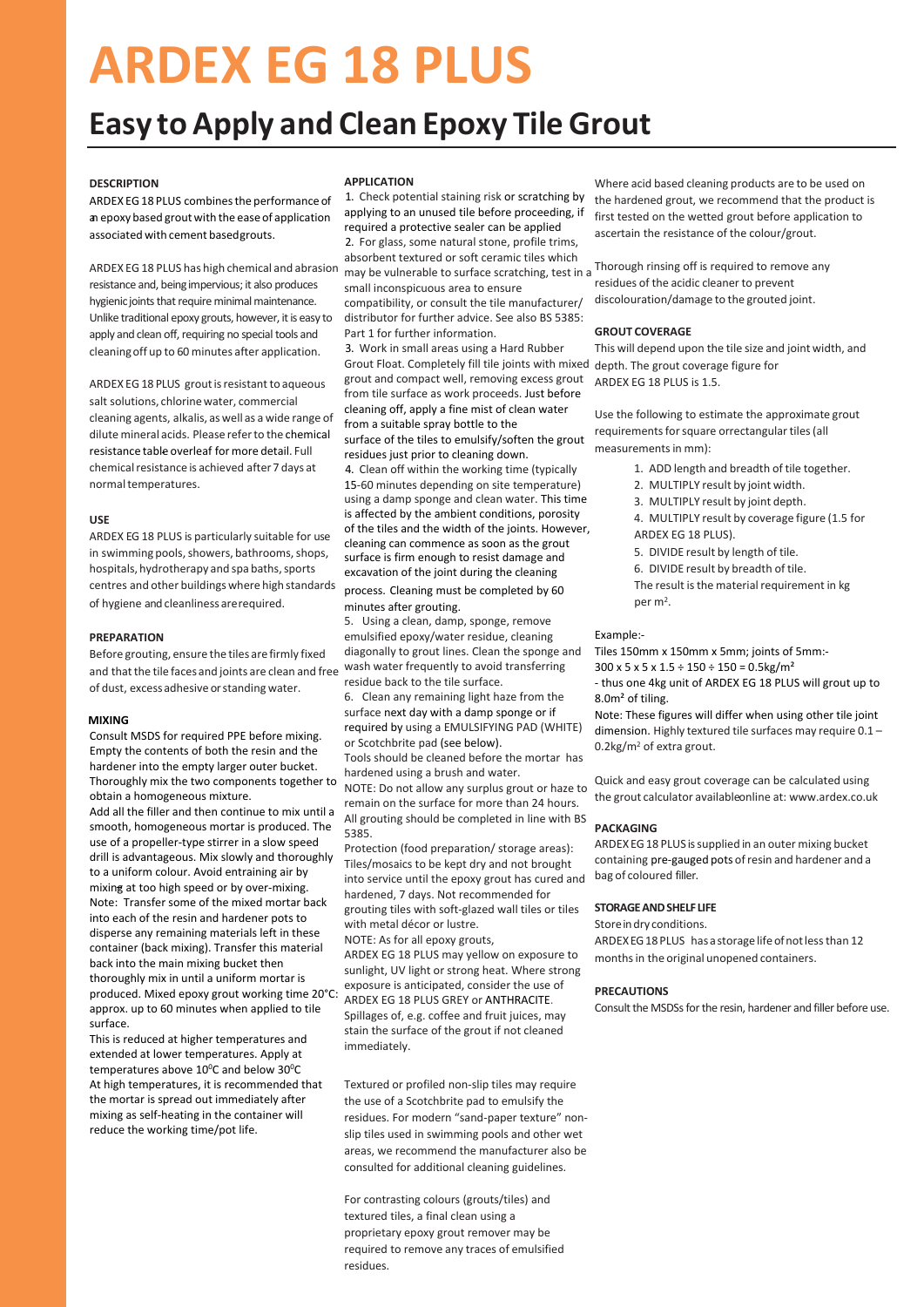# ARDEX EG 18 PLUS

## Easy to Apply and Clean Epoxy Tile Grout

### DESCRIPTION

ARDEX EG 18 PLUS combines the performance of an epoxy based grout with the ease of application associated with cement based grouts.

ARDEX EG 18 PLUS has high chemical and abrasion resistance and, being impervious; it also produces hygienic joints that require minimal maintenance. Unlike traditional epoxy grouts, however, it is easy to apply and clean off, requiring no special tools and cleaning off up to 60 minutes after application.

ARDEX EG 18 PLUS grout is resistant to aqueous salt solutions, chlorine water, commercial cleaning agents, alkalis, as well as a wide range of dilute mineral acids. Please refer to the chemical resistance table overleaf for more detail. Full chemical resistance is achieved after 7 days at normal temperatures.

### USE

ARDEX EG 18 PLUS is particularly suitable for use in swimming pools, showers, bathrooms, shops, hospitals, hydrotherapy and spa baths, sports centres and other buildings where high standards of hygiene and cleanliness are required.

### PREPARATION

Before grouting, ensure the tiles are firmly fixed and that the tile faces and joints are clean and free of dust, excess adhesive or standing water.

### MIXING

Consult MSDS for required PPE before mixing. Empty the contents of both the resin and the hardener into the empty larger outer bucket. Thoroughly mix the two components together to obtain a homogeneous mixture.

Add all the filler and then continue to mix until a smooth, homogeneous mortar is produced. The use of a propeller-type stirrer in a slow speed drill is advantageous. Mix slowly and thoroughly to a uniform colour. Avoid entraining air by mixing at too high speed or by over-mixing.

Note: Transfer some of the mixed mortar back into each of the resin and hardener pots to disperse any remaining materials left in these container (back mixing). Transfer this material back into the main mixing bucket then thoroughly mix in until a uniform mortar is produced. Mixed epoxy grout working time 20°C: approx. up to 60 minutes when applied to tile surface.

This is reduced at higher temperatures and extended at lower temperatures. Apply at temperatures above 10°C and below 30°C

At high temperatures, it is recommended that the mortar is spread out immediately after mixing as self-heating in the container will reduce the working time/pot life.

### APPLICATION

1. Check potential staining risk or scratching by applying to an unused tile before proceeding, if required a protective sealer can be applied
2. For glass, some natural stone, profile trims, absorbent textured or soft ceramic tiles which may be vulnerable to surface scratching, test in a small inconspicuous area to ensure compatibility, or consult the tile manufacturer/ distributor for further advice. See also BS 5385: Part 1 for further information.
3. Work in small areas using a Hard Rubber Grout Float. Completely fill tile joints with mixed grout and compact well, removing excess grout from tile surface as work proceeds. Just before cleaning off, apply a fine mist of clean water from a suitable spray bottle to the surface of the tiles to emulsify/soften the grout residues just prior to cleaning down.
4. Clean off within the working time (typically 15-60 minutes depending on site temperature) using a damp sponge and clean water. This time is affected by the ambient conditions, porosity of the tiles and the width of the joints. However, cleaning can commence as soon as the grout surface is firm enough to resist damage and excavation of the joint during the cleaning process. Cleaning must be completed by 60 minutes after grouting.
5. Using a clean, damp, sponge, remove emulsified epoxy/water residue, cleaning diagonally to grout lines. Clean the sponge and wash water frequently to avoid transferring residue back to the tile surface.
6. Clean any remaining light haze from the surface next day with a damp sponge or if required by using a EMULSIFYING PAD (WHITE) or Scotchbrite pad (see below).

Tools should be cleaned before the mortar has hardened using a brush and water.

NOTE: Do not allow any surplus grout or haze to remain on the surface for more than 24 hours. All grouting should be completed in line with BS 5385.

Protection (food preparation/ storage areas): Tiles/mosaics to be kept dry and not brought into service until the epoxy grout has cured and hardened, 7 days. Not recommended for grouting tiles with soft-glazed wall tiles or tiles with metal décor or lustre.

NOTE: As for all epoxy grouts, ARDEX EG 18 PLUS may yellow on exposure to sunlight, UV light or strong heat. Where strong exposure is anticipated, consider the use of ARDEX EG 18 PLUS GREY or ANTHRACITE. Spillages of, e.g. coffee and fruit juices, may stain the surface of the grout if not cleaned immediately.

Textured or profiled non-slip tiles may require the use of a Scotchbrite pad to emulsify the residues. For modern "sand-paper texture" non-slip tiles used in swimming pools and other wet areas, we recommend the manufacturer also be consulted for additional cleaning guidelines.

For contrasting colours (grouts/tiles) and textured tiles, a final clean using a proprietary epoxy grout remover may be required to remove any traces of emulsified residues.

Where acid based cleaning products are to be used on the hardened grout, we recommend that the product is first tested on the wetted grout before application to ascertain the resistance of the colour/grout.

Thorough rinsing off is required to remove any residues of the acidic cleaner to prevent discolouration/damage to the grouted joint.

### GROUT COVERAGE

This will depend upon the tile size and joint width, and depth. The grout coverage figure for ARDEX EG 18 PLUS is 1.5.

Use the following to estimate the approximate grout requirements for square or rectangular tiles (all measurements in mm):

1. ADD length and breadth of tile together.
2. MULTIPLY result by joint width.
3. MULTIPLY result by joint depth.
4. MULTIPLY result by coverage figure (1.5 for ARDEX EG 18 PLUS).
5. DIVIDE result by length of tile.
6. DIVIDE result by breadth of tile.

The result is the material requirement in kg per m².

Example:-

Tiles 150mm x 150mm x 5mm; joints of 5mm:-

300 x 5 x 5 x 1.5 ÷ 150 ÷ 150 = 0.5kg/m²

- thus one 4kg unit of ARDEX EG 18 PLUS will grout up to 8.0m² of tiling.

Note: These figures will differ when using other tile joint dimension. Highly textured tile surfaces may require 0.1 – 0.2kg/m² of extra grout.

Quick and easy grout coverage can be calculated using the grout calculator available online at: www.ardex.co.uk

### PACKAGING

ARDEX EG 18 PLUS is supplied in an outer mixing bucket containing pre-gauged pots of resin and hardener and a bag of coloured filler.

### STORAGE AND SHELF LIFE

Store in dry conditions.

ARDEX EG 18 PLUS has a storage life of not less than 12 months in the original unopened containers.

### PRECAUTIONS

Consult the MSDSs for the resin, hardener and filler before use.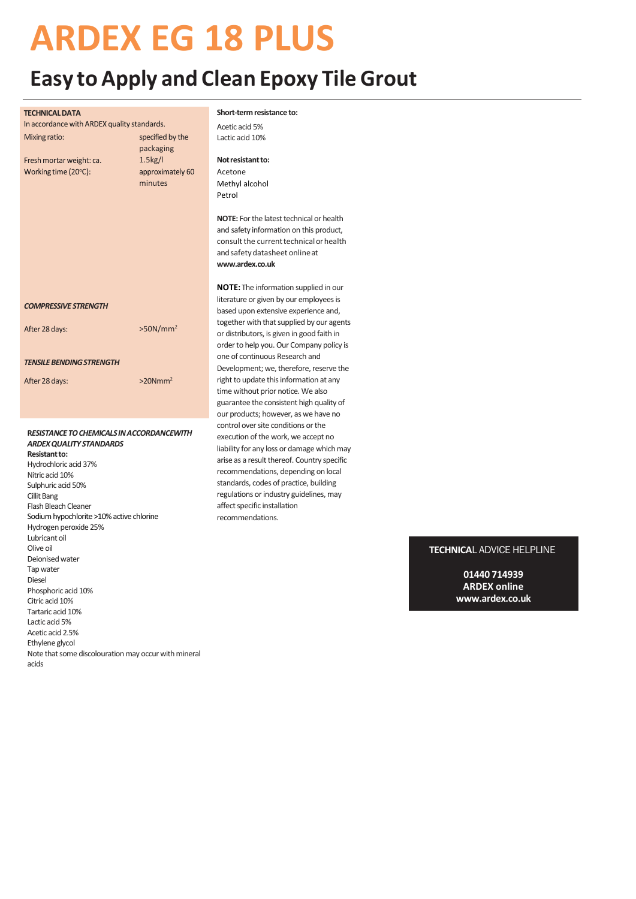# ARDEX EG 18 PLUS

## Easy to Apply and Clean Epoxy Tile Grout

**TECHNICAL DATA**

In accordance with ARDEX quality standards.

| | |
|---|---|
| Mixing ratio: | specified by the packaging |
| Fresh mortar weight: ca. | 1.5kg/l |
| Working time (20°C): | approximately 60 minutes |

***COMPRESSIVE STRENGTH***

| | |
|---|---|
| After 28 days: | >50N/mm$^2$ |

***TENSILE BENDING STRENGTH***

| | |
|---|---|
| After 28 days: | >20Nmm$^2$ |

***RESISTANCE TO CHEMICALS IN ACCORDANCEWITH ARDEX QUALITY STANDARDS***

**Resistant to:**

Hydrochloric acid 37%
Nitric acid 10%
Sulphuric acid 50%
Cillit Bang
Flash Bleach Cleaner
Sodium hypochlorite >10% active chlorine
Hydrogen peroxide 25%
Lubricant oil
Olive oil
Deionised water
Tap water
Diesel
Phosphoric acid 10%
Citric acid 10%
Tartaric acid 10%
Lactic acid 5%
Acetic acid 2.5%
Ethylene glycol
Note that some discolouration may occur with mineral acids

**Short-term resistance to:**

Acetic acid 5%
Lactic acid 10%

**Not resistant to:**

Acetone
Methyl alcohol
Petrol

**NOTE:** For the latest technical or health and safety information on this product, consult the current technical or health and safety datasheet online at **www.ardex.co.uk**

**NOTE:** The information supplied in our literature or given by our employees is based upon extensive experience and, together with that supplied by our agents or distributors, is given in good faith in order to help you. Our Company policy is one of continuous Research and Development; we, therefore, reserve the right to update this information at any time without prior notice. We also guarantee the consistent high quality of our products; however, as we have no control over site conditions or the execution of the work, we accept no liability for any loss or damage which may arise as a result thereof. Country specific recommendations, depending on local standards, codes of practice, building regulations or industry guidelines, may affect specific installation recommendations.

**TECHNICA**L ADVICE HELPLINE

**01440 714939**
**ARDEX online**
**www.ardex.co.uk**